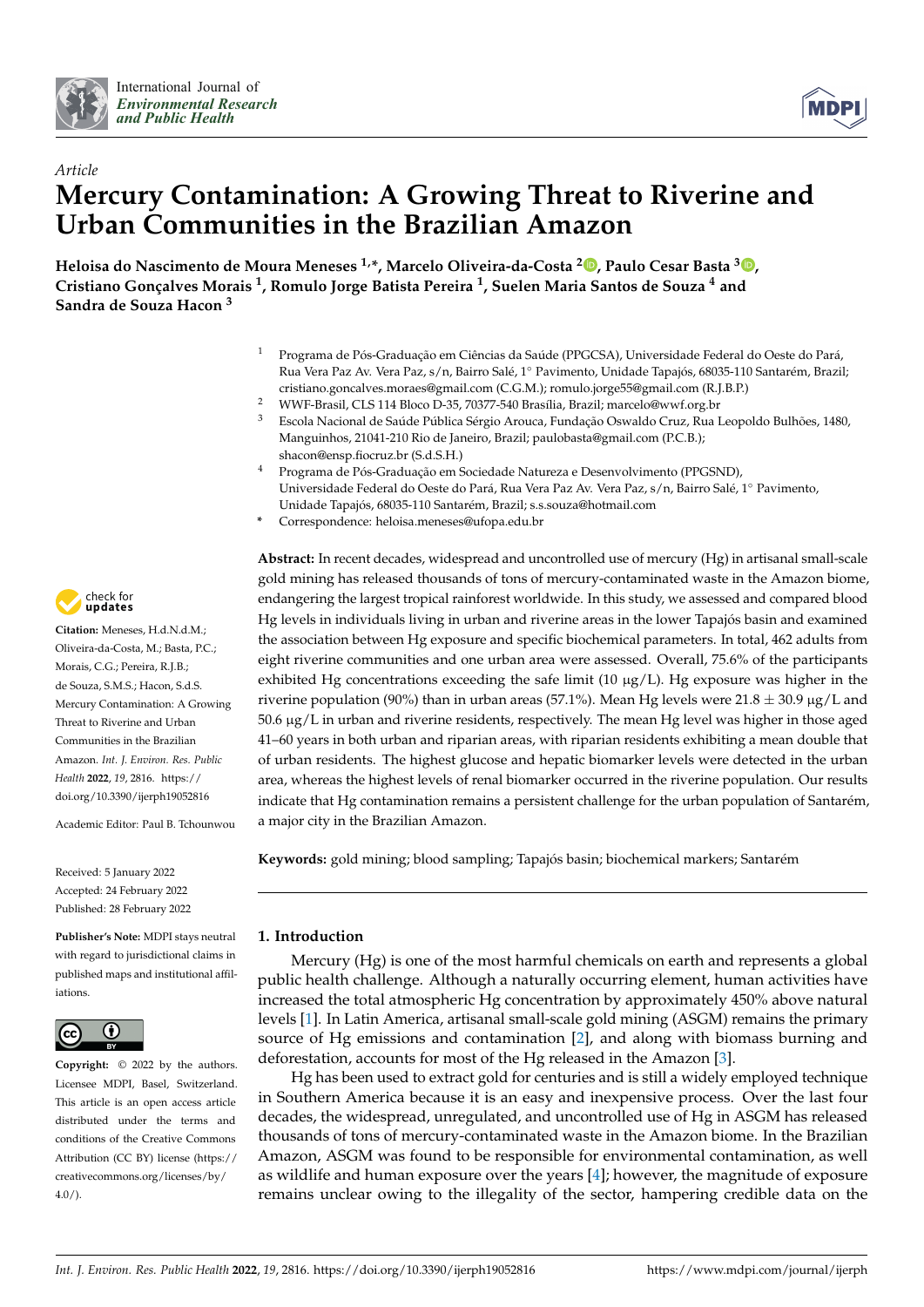International Journal of *Environmental Research and Public Health*

*Article*

# Mercury Contamination: A Growing Threat to Riverine and Urban Communities in the Brazilian Amazon

**Heloisa do Nascimento de Moura Meneses [1,*], Marcelo Oliveira-da-Costa [2], Paulo Cesar Basta [3], Cristiano Gonçalves Morais [1], Romulo Jorge Batista Pereira [1], Suelen Maria Santos de Souza [4] and Sandra de Souza Hacon [3]**

1. Programa de Pós-Graduação em Ciências da Saúde (PPGCSA), Universidade Federal do Oeste do Pará, Rua Vera Paz Av. Vera Paz, s/n, Bairro Salé, 1° Pavimento, Unidade Tapajós, 68035-110 Santarém, Brazil; cristiano.goncalves.moraes@gmail.com (C.G.M.); romulo.jorge55@gmail.com (R.J.B.P.)
2. WWF-Brasil, CLS 114 Bloco D-35, 70377-540 Brasília, Brazil; marcelo@wwf.org.br
3. Escola Nacional de Saúde Pública Sérgio Arouca, Fundação Oswaldo Cruz, Rua Leopoldo Bulhões, 1480, Manguinhos, 21041-210 Rio de Janeiro, Brazil; paulobasta@gmail.com (P.C.B.); shacon@ensp.fiocruz.br (S.d.S.H.)
4. Programa de Pós-Graduação em Sociedade Natureza e Desenvolvimento (PPGSND), Universidade Federal do Oeste do Pará, Rua Vera Paz Av. Vera Paz, s/n, Bairro Salé, 1° Pavimento, Unidade Tapajós, 68035-110 Santarém, Brazil; s.s.souza@hotmail.com

\* Correspondence: heloisa.meneses@ufopa.edu.br

**Citation:** Meneses, H.d.N.d.M.; Oliveira-da-Costa, M.; Basta, P.C.; Morais, C.G.; Pereira, R.J.B.; de Souza, S.M.S.; Hacon, S.d.S. Mercury Contamination: A Growing Threat to Riverine and Urban Communities in the Brazilian Amazon. *Int. J. Environ. Res. Public Health* **2022**, *19*, 2816. https://doi.org/10.3390/ijerph19052816

Academic Editor: Paul B. Tchounwou

Received: 5 January 2022
Accepted: 24 February 2022
Published: 28 February 2022

**Publisher's Note:** MDPI stays neutral with regard to jurisdictional claims in published maps and institutional affiliations.

**Copyright:** © 2022 by the authors. Licensee MDPI, Basel, Switzerland. This article is an open access article distributed under the terms and conditions of the Creative Commons Attribution (CC BY) license (https://creativecommons.org/licenses/by/4.0/).

**Abstract:** In recent decades, widespread and uncontrolled use of mercury (Hg) in artisanal small-scale gold mining has released thousands of tons of mercury-contaminated waste in the Amazon biome, endangering the largest tropical rainforest worldwide. In this study, we assessed and compared blood Hg levels in individuals living in urban and riverine areas in the lower Tapajós basin and examined the association between Hg exposure and specific biochemical parameters. In total, 462 adults from eight riverine communities and one urban area were assessed. Overall, 75.6% of the participants exhibited Hg concentrations exceeding the safe limit (10 μg/L). Hg exposure was higher in the riverine population (90%) than in urban areas (57.1%). Mean Hg levels were 21.8 ± 30.9 μg/L and 50.6 μg/L in urban and riverine residents, respectively. The mean Hg level was higher in those aged 41–60 years in both urban and riparian areas, with riparian residents exhibiting a mean double that of urban residents. The highest glucose and hepatic biomarker levels were detected in the urban area, whereas the highest levels of renal biomarker occurred in the riverine population. Our results indicate that Hg contamination remains a persistent challenge for the urban population of Santarém, a major city in the Brazilian Amazon.

**Keywords:** gold mining; blood sampling; Tapajós basin; biochemical markers; Santarém

## 1. Introduction

Mercury (Hg) is one of the most harmful chemicals on earth and represents a global public health challenge. Although a naturally occurring element, human activities have increased the total atmospheric Hg concentration by approximately 450% above natural levels [1]. In Latin America, artisanal small-scale gold mining (ASGM) remains the primary source of Hg emissions and contamination [2], and along with biomass burning and deforestation, accounts for most of the Hg released in the Amazon [3].

Hg has been used to extract gold for centuries and is still a widely employed technique in Southern America because it is an easy and inexpensive process. Over the last four decades, the widespread, unregulated, and uncontrolled use of Hg in ASGM has released thousands of tons of mercury-contaminated waste in the Amazon biome. In the Brazilian Amazon, ASGM was found to be responsible for environmental contamination, as well as wildlife and human exposure over the years [4]; however, the magnitude of exposure remains unclear owing to the illegality of the sector, hampering credible data on the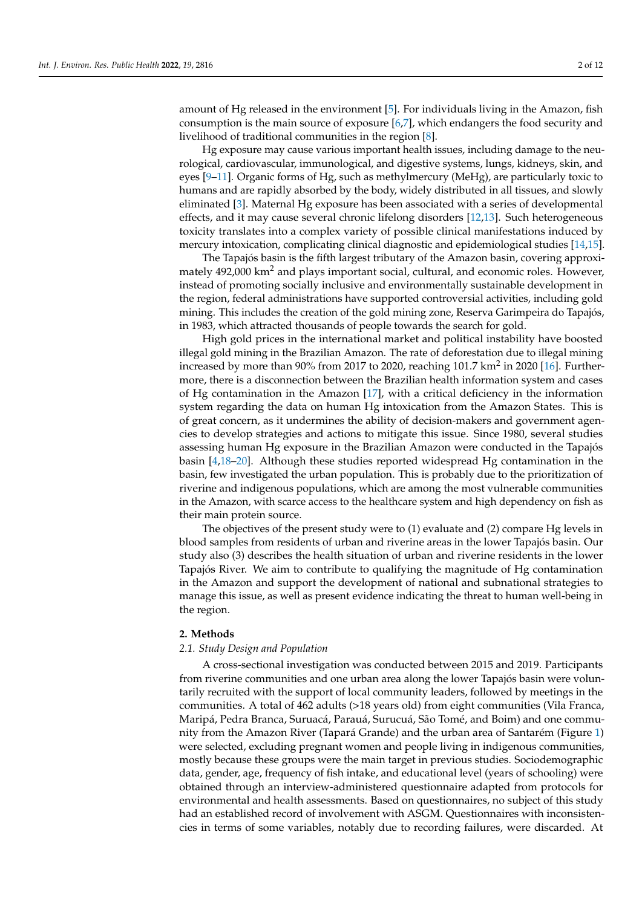amount of Hg released in the environment [5]. For individuals living in the Amazon, fish consumption is the main source of exposure [6,7], which endangers the food security and livelihood of traditional communities in the region [8].

Hg exposure may cause various important health issues, including damage to the neurological, cardiovascular, immunological, and digestive systems, lungs, kidneys, skin, and eyes [9–11]. Organic forms of Hg, such as methylmercury (MeHg), are particularly toxic to humans and are rapidly absorbed by the body, widely distributed in all tissues, and slowly eliminated [3]. Maternal Hg exposure has been associated with a series of developmental effects, and it may cause several chronic lifelong disorders [12,13]. Such heterogeneous toxicity translates into a complex variety of possible clinical manifestations induced by mercury intoxication, complicating clinical diagnostic and epidemiological studies [14,15].

The Tapajós basin is the fifth largest tributary of the Amazon basin, covering approximately 492,000 km$^2$ and plays important social, cultural, and economic roles. However, instead of promoting socially inclusive and environmentally sustainable development in the region, federal administrations have supported controversial activities, including gold mining. This includes the creation of the gold mining zone, Reserva Garimpeira do Tapajós, in 1983, which attracted thousands of people towards the search for gold.

High gold prices in the international market and political instability have boosted illegal gold mining in the Brazilian Amazon. The rate of deforestation due to illegal mining increased by more than 90% from 2017 to 2020, reaching 101.7 km$^2$ in 2020 [16]. Furthermore, there is a disconnection between the Brazilian health information system and cases of Hg contamination in the Amazon [17], with a critical deficiency in the information system regarding the data on human Hg intoxication from the Amazon States. This is of great concern, as it undermines the ability of decision-makers and government agencies to develop strategies and actions to mitigate this issue. Since 1980, several studies assessing human Hg exposure in the Brazilian Amazon were conducted in the Tapajós basin [4,18–20]. Although these studies reported widespread Hg contamination in the basin, few investigated the urban population. This is probably due to the prioritization of riverine and indigenous populations, which are among the most vulnerable communities in the Amazon, with scarce access to the healthcare system and high dependency on fish as their main protein source.

The objectives of the present study were to (1) evaluate and (2) compare Hg levels in blood samples from residents of urban and riverine areas in the lower Tapajós basin. Our study also (3) describes the health situation of urban and riverine residents in the lower Tapajós River. We aim to contribute to qualifying the magnitude of Hg contamination in the Amazon and support the development of national and subnational strategies to manage this issue, as well as present evidence indicating the threat to human well-being in the region.

## 2. Methods

### 2.1. Study Design and Population

A cross-sectional investigation was conducted between 2015 and 2019. Participants from riverine communities and one urban area along the lower Tapajós basin were voluntarily recruited with the support of local community leaders, followed by meetings in the communities. A total of 462 adults (>18 years old) from eight communities (Vila Franca, Maripá, Pedra Branca, Suruacá, Parauá, Surucuá, São Tomé, and Boim) and one community from the Amazon River (Tapará Grande) and the urban area of Santarém (Figure 1) were selected, excluding pregnant women and people living in indigenous communities, mostly because these groups were the main target in previous studies. Sociodemographic data, gender, age, frequency of fish intake, and educational level (years of schooling) were obtained through an interview-administered questionnaire adapted from protocols for environmental and health assessments. Based on questionnaires, no subject of this study had an established record of involvement with ASGM. Questionnaires with inconsistencies in terms of some variables, notably due to recording failures, were discarded. At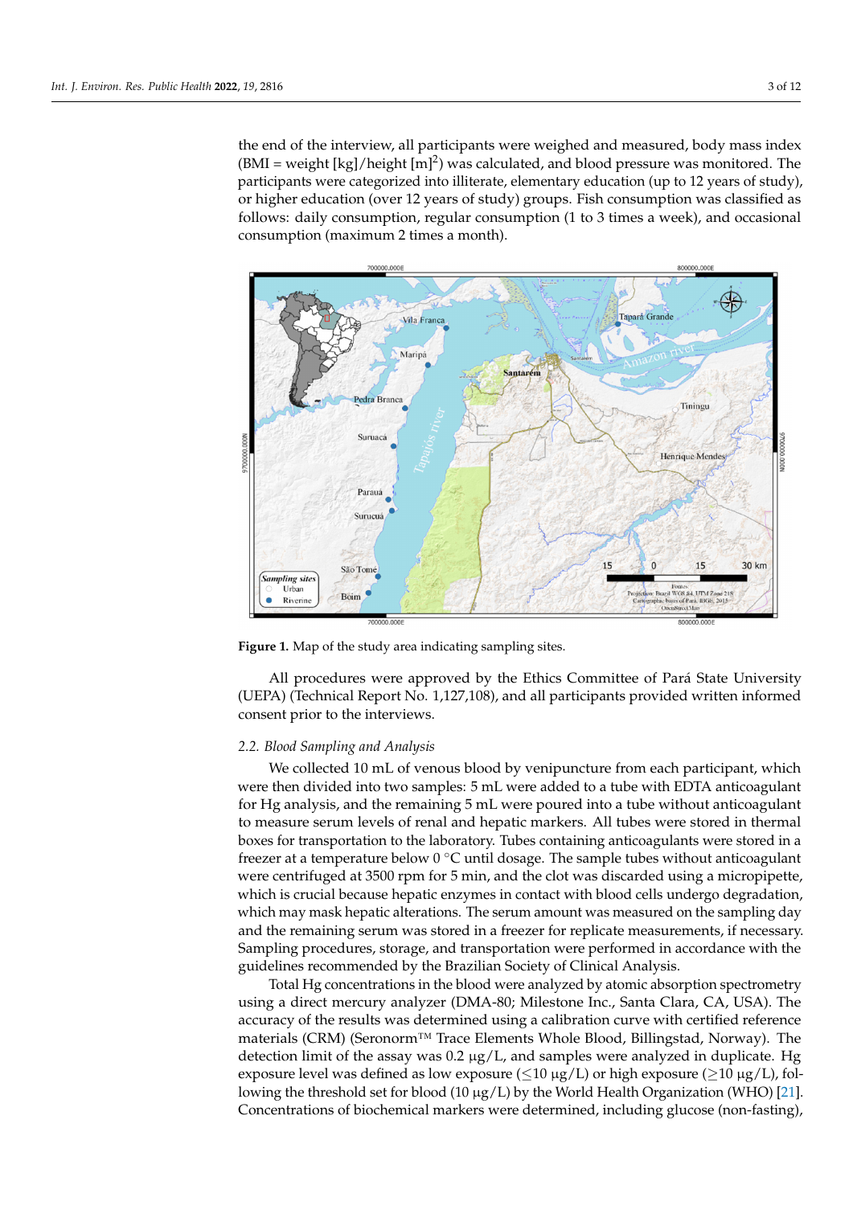the end of the interview, all participants were weighed and measured, body mass index (BMI = weight [kg]/height [m]$^2$) was calculated, and blood pressure was monitored. The participants were categorized into illiterate, elementary education (up to 12 years of study), or higher education (over 12 years of study) groups. Fish consumption was classified as follows: daily consumption, regular consumption (1 to 3 times a week), and occasional consumption (maximum 2 times a month).

**Figure 1.** Map of the study area indicating sampling sites.

All procedures were approved by the Ethics Committee of Pará State University (UEPA) (Technical Report No. 1,127,108), and all participants provided written informed consent prior to the interviews.

### *2.2. Blood Sampling and Analysis*

We collected 10 mL of venous blood by venipuncture from each participant, which were then divided into two samples: 5 mL were added to a tube with EDTA anticoagulant for Hg analysis, and the remaining 5 mL were poured into a tube without anticoagulant to measure serum levels of renal and hepatic markers. All tubes were stored in thermal boxes for transportation to the laboratory. Tubes containing anticoagulants were stored in a freezer at a temperature below 0 °C until dosage. The sample tubes without anticoagulant were centrifuged at 3500 rpm for 5 min, and the clot was discarded using a micropipette, which is crucial because hepatic enzymes in contact with blood cells undergo degradation, which may mask hepatic alterations. The serum amount was measured on the sampling day and the remaining serum was stored in a freezer for replicate measurements, if necessary. Sampling procedures, storage, and transportation were performed in accordance with the guidelines recommended by the Brazilian Society of Clinical Analysis.

Total Hg concentrations in the blood were analyzed by atomic absorption spectrometry using a direct mercury analyzer (DMA-80; Milestone Inc., Santa Clara, CA, USA). The accuracy of the results was determined using a calibration curve with certified reference materials (CRM) (Seronorm™ Trace Elements Whole Blood, Billingstad, Norway). The detection limit of the assay was 0.2 µg/L, and samples were analyzed in duplicate. Hg exposure level was defined as low exposure (≤10 µg/L) or high exposure (≥10 µg/L), following the threshold set for blood (10 µg/L) by the World Health Organization (WHO) [21]. Concentrations of biochemical markers were determined, including glucose (non-fasting),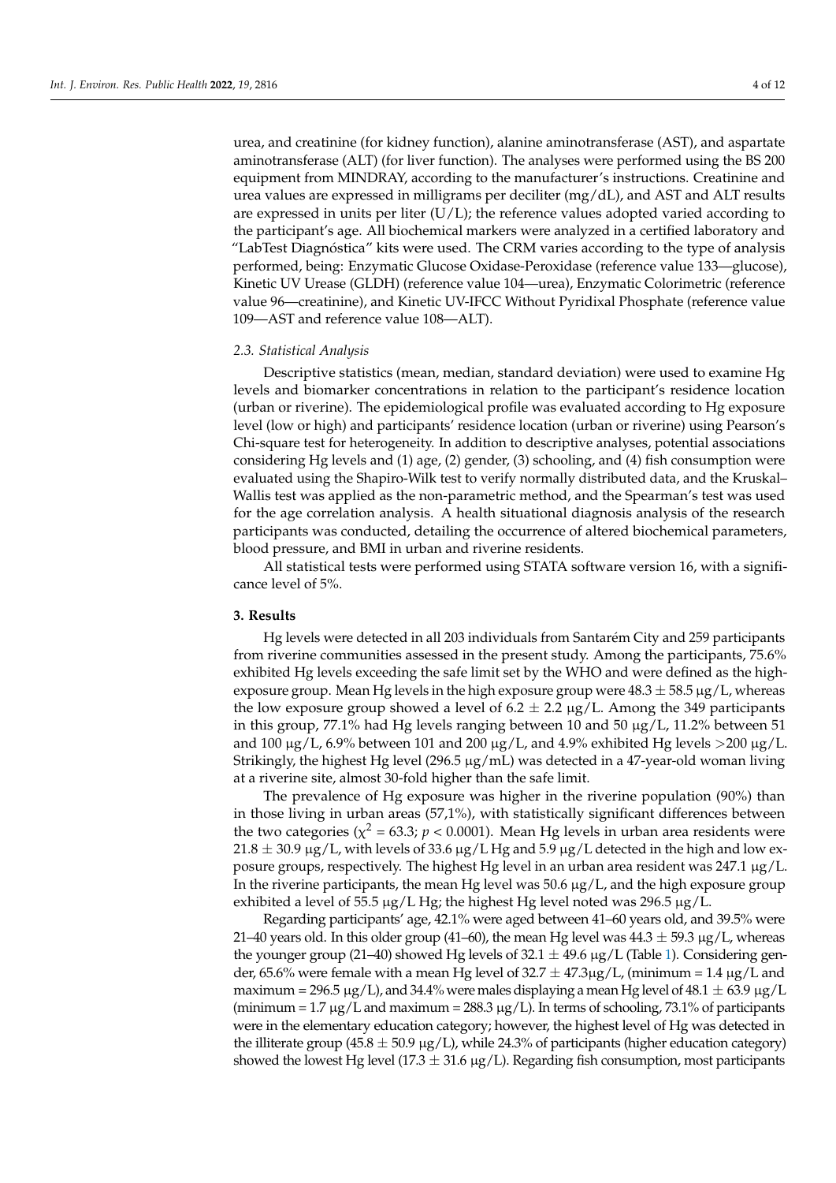urea, and creatinine (for kidney function), alanine aminotransferase (AST), and aspartate aminotransferase (ALT) (for liver function). The analyses were performed using the BS 200 equipment from MINDRAY, according to the manufacturer's instructions. Creatinine and urea values are expressed in milligrams per deciliter (mg/dL), and AST and ALT results are expressed in units per liter (U/L); the reference values adopted varied according to the participant's age. All biochemical markers were analyzed in a certified laboratory and "LabTest Diagnóstica" kits were used. The CRM varies according to the type of analysis performed, being: Enzymatic Glucose Oxidase-Peroxidase (reference value 133—glucose), Kinetic UV Urease (GLDH) (reference value 104—urea), Enzymatic Colorimetric (reference value 96—creatinine), and Kinetic UV-IFCC Without Pyridixal Phosphate (reference value 109—AST and reference value 108—ALT).

### *2.3. Statistical Analysis*

Descriptive statistics (mean, median, standard deviation) were used to examine Hg levels and biomarker concentrations in relation to the participant's residence location (urban or riverine). The epidemiological profile was evaluated according to Hg exposure level (low or high) and participants' residence location (urban or riverine) using Pearson's Chi-square test for heterogeneity. In addition to descriptive analyses, potential associations considering Hg levels and (1) age, (2) gender, (3) schooling, and (4) fish consumption were evaluated using the Shapiro-Wilk test to verify normally distributed data, and the Kruskal–Wallis test was applied as the non-parametric method, and the Spearman's test was used for the age correlation analysis. A health situational diagnosis analysis of the research participants was conducted, detailing the occurrence of altered biochemical parameters, blood pressure, and BMI in urban and riverine residents.

All statistical tests were performed using STATA software version 16, with a significance level of 5%.

## **3. Results**

Hg levels were detected in all 203 individuals from Santarém City and 259 participants from riverine communities assessed in the present study. Among the participants, 75.6% exhibited Hg levels exceeding the safe limit set by the WHO and were defined as the high-exposure group. Mean Hg levels in the high exposure group were $48.3 \pm 58.5$ µg/L, whereas the low exposure group showed a level of $6.2 \pm 2.2$ µg/L. Among the 349 participants in this group, 77.1% had Hg levels ranging between 10 and 50 µg/L, 11.2% between 51 and 100 µg/L, 6.9% between 101 and 200 µg/L, and 4.9% exhibited Hg levels >200 µg/L. Strikingly, the highest Hg level (296.5 µg/mL) was detected in a 47-year-old woman living at a riverine site, almost 30-fold higher than the safe limit.

The prevalence of Hg exposure was higher in the riverine population (90%) than in those living in urban areas (57,1%), with statistically significant differences between the two categories ($\chi^2 = 63.3$; $p < 0.0001$). Mean Hg levels in urban area residents were $21.8 \pm 30.9$ µg/L, with levels of 33.6 µg/L Hg and 5.9 µg/L detected in the high and low exposure groups, respectively. The highest Hg level in an urban area resident was 247.1 µg/L. In the riverine participants, the mean Hg level was 50.6 µg/L, and the high exposure group exhibited a level of 55.5 µg/L Hg; the highest Hg level noted was 296.5 µg/L.

Regarding participants' age, 42.1% were aged between 41–60 years old, and 39.5% were 21–40 years old. In this older group (41–60), the mean Hg level was $44.3 \pm 59.3$ µg/L, whereas the younger group (21–40) showed Hg levels of $32.1 \pm 49.6$ µg/L (Table 1). Considering gender, 65.6% were female with a mean Hg level of $32.7 \pm 47.3$µg/L, (minimum = 1.4 µg/L and maximum = 296.5 µg/L), and 34.4% were males displaying a mean Hg level of $48.1 \pm 63.9$ µg/L (minimum = 1.7 µg/L and maximum = 288.3 µg/L). In terms of schooling, 73.1% of participants were in the elementary education category; however, the highest level of Hg was detected in the illiterate group ($45.8 \pm 50.9$ µg/L), while 24.3% of participants (higher education category) showed the lowest Hg level ($17.3 \pm 31.6$ µg/L). Regarding fish consumption, most participants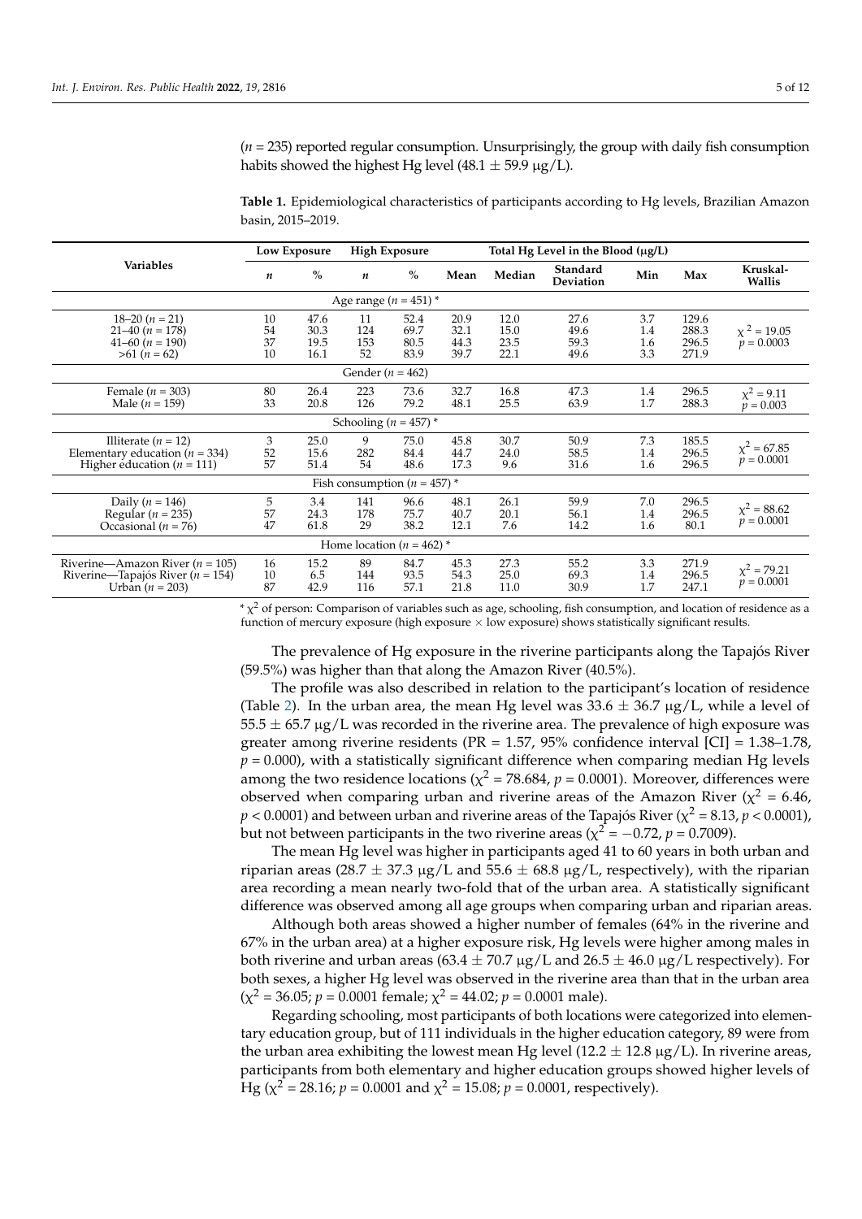($n$ = 235) reported regular consumption. Unsurprisingly, the group with daily fish consumption habits showed the highest Hg level (48.1 ± 59.9 µg/L).

**Table 1.** Epidemiological characteristics of participants according to Hg levels, Brazilian Amazon basin, 2015–2019.

| Variables | Low Exposure | | High Exposure | | Total Hg Level in the Blood (µg/L) | | | | | |
|---|---|---|---|---|---|---|---|---|---|---|
| | *n* | % | *n* | % | Mean | Median | Standard Deviation | Min | Max | Kruskal-Wallis |
| **Age range ($n$ = 451) *** | | | | | | | | | | |
| 18–20 ($n$ = 21) | 10 | 47.6 | 11 | 52.4 | 20.9 | 12.0 | 27.6 | 3.7 | 129.6 | $\chi^2$ = 19.05 $p$ = 0.0003 |
| 21–40 ($n$ = 178) | 54 | 30.3 | 124 | 69.7 | 32.1 | 15.0 | 49.6 | 1.4 | 288.3 | |
| 41–60 ($n$ = 190) | 37 | 19.5 | 153 | 80.5 | 44.3 | 23.5 | 59.3 | 1.6 | 296.5 | |
| >61 ($n$ = 62) | 10 | 16.1 | 52 | 83.9 | 39.7 | 22.1 | 49.6 | 3.3 | 271.9 | |
| **Gender ($n$ = 462)** | | | | | | | | | | |
| Female ($n$ = 303) | 80 | 26.4 | 223 | 73.6 | 32.7 | 16.8 | 47.3 | 1.4 | 296.5 | $\chi^2$ = 9.11 $p$ = 0.003 |
| Male ($n$ = 159) | 33 | 20.8 | 126 | 79.2 | 48.1 | 25.5 | 63.9 | 1.7 | 288.3 | |
| **Schooling ($n$ = 457) *** | | | | | | | | | | |
| Illiterate ($n$ = 12) | 3 | 25.0 | 9 | 75.0 | 45.8 | 30.7 | 50.9 | 7.3 | 185.5 | $\chi^2$ = 67.85 $p$ = 0.0001 |
| Elementary education ($n$ = 334) | 52 | 15.6 | 282 | 84.4 | 44.7 | 24.0 | 58.5 | 1.4 | 296.5 | |
| Higher education ($n$ = 111) | 57 | 51.4 | 54 | 48.6 | 17.3 | 9.6 | 31.6 | 1.6 | 296.5 | |
| **Fish consumption ($n$ = 457) *** | | | | | | | | | | |
| Daily ($n$ = 146) | 5 | 3.4 | 141 | 96.6 | 48.1 | 26.1 | 59.9 | 7.0 | 296.5 | $\chi^2$ = 88.62 $p$ = 0.0001 |
| Regular ($n$ = 235) | 57 | 24.3 | 178 | 75.7 | 40.7 | 20.1 | 56.1 | 1.4 | 296.5 | |
| Occasional ($n$ = 76) | 47 | 61.8 | 29 | 38.2 | 12.1 | 7.6 | 14.2 | 1.6 | 80.1 | |
| **Home location ($n$ = 462) *** | | | | | | | | | | |
| Riverine—Amazon River ($n$ = 105) | 16 | 15.2 | 89 | 84.7 | 45.3 | 27.3 | 55.2 | 3.3 | 271.9 | $\chi^2$ = 79.21 $p$ = 0.0001 |
| Riverine—Tapajós River ($n$ = 154) | 10 | 6.5 | 144 | 93.5 | 54.3 | 25.0 | 69.3 | 1.4 | 296.5 | |
| Urban ($n$ = 203) | 87 | 42.9 | 116 | 57.1 | 21.8 | 11.0 | 30.9 | 1.7 | 247.1 | |

* $\chi^2$ of person: Comparison of variables such as age, schooling, fish consumption, and location of residence as a function of mercury exposure (high exposure × low exposure) shows statistically significant results.

The prevalence of Hg exposure in the riverine participants along the Tapajós River (59.5%) was higher than that along the Amazon River (40.5%).

The profile was also described in relation to the participant's location of residence (Table 2). In the urban area, the mean Hg level was 33.6 ± 36.7 µg/L, while a level of 55.5 ± 65.7 µg/L was recorded in the riverine area. The prevalence of high exposure was greater among riverine residents (PR = 1.57, 95% confidence interval [CI] = 1.38–1.78, $p$ = 0.000), with a statistically significant difference when comparing median Hg levels among the two residence locations ($\chi^2$ = 78.684, $p$ = 0.0001). Moreover, differences were observed when comparing urban and riverine areas of the Amazon River ($\chi^2$ = 6.46, $p$ < 0.0001) and between urban and riverine areas of the Tapajós River ($\chi^2$ = 8.13, $p$ < 0.0001), but not between participants in the two riverine areas ($\chi^2$ = −0.72, $p$ = 0.7009).

The mean Hg level was higher in participants aged 41 to 60 years in both urban and riparian areas (28.7 ± 37.3 µg/L and 55.6 ± 68.8 µg/L, respectively), with the riparian area recording a mean nearly two-fold that of the urban area. A statistically significant difference was observed among all age groups when comparing urban and riparian areas.

Although both areas showed a higher number of females (64% in the riverine and 67% in the urban area) at a higher exposure risk, Hg levels were higher among males in both riverine and urban areas (63.4 ± 70.7 µg/L and 26.5 ± 46.0 µg/L respectively). For both sexes, a higher Hg level was observed in the riverine area than that in the urban area ($\chi^2$ = 36.05; $p$ = 0.0001 female; $\chi^2$ = 44.02; $p$ = 0.0001 male).

Regarding schooling, most participants of both locations were categorized into elementary education group, but of 111 individuals in the higher education category, 89 were from the urban area exhibiting the lowest mean Hg level (12.2 ± 12.8 µg/L). In riverine areas, participants from both elementary and higher education groups showed higher levels of Hg ($\chi^2$ = 28.16; $p$ = 0.0001 and $\chi^2$ = 15.08; $p$ = 0.0001, respectively).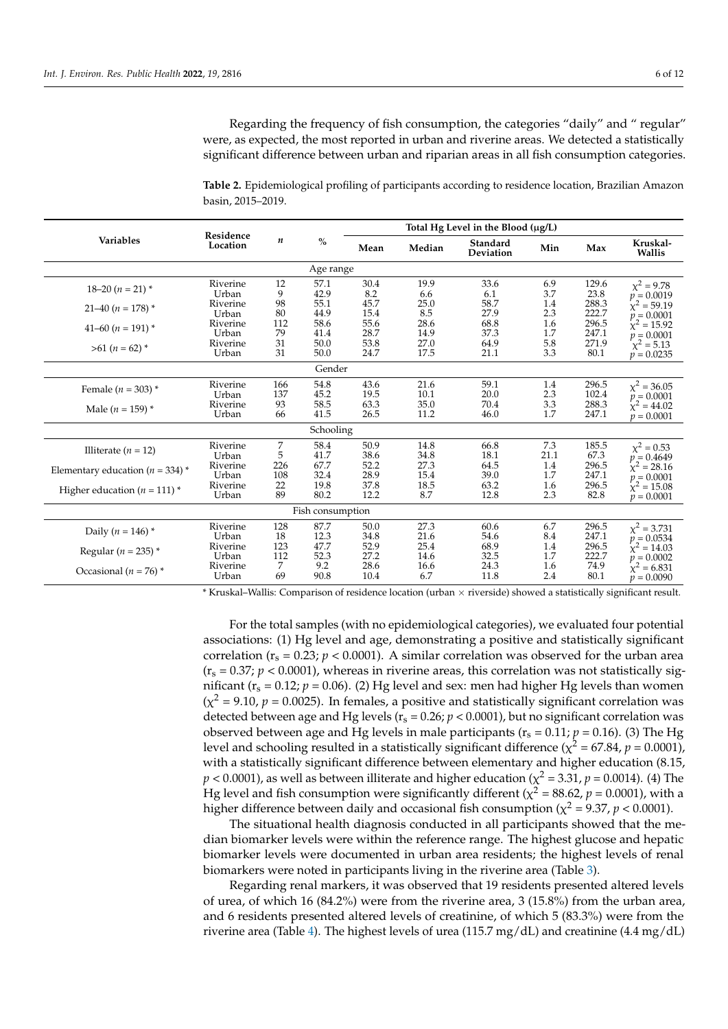Regarding the frequency of fish consumption, the categories "daily" and " regular" were, as expected, the most reported in urban and riverine areas. We detected a statistically significant difference between urban and riparian areas in all fish consumption categories.

**Table 2.** Epidemiological profiling of participants according to residence location, Brazilian Amazon basin, 2015–2019.

| Variables | Residence Location | $n$ | % | Total Hg Level in the Blood (μg/L) | | | | | |
|---|---|---|---|---|---|---|---|---|---|
| | | | | Mean | Median | Standard Deviation | Min | Max | Kruskal-Wallis |
| **Age range** | | | | | | | | | |
| 18–20 ($n$ = 21) * | Riverine | 12 | 57.1 | 30.4 | 19.9 | 33.6 | 6.9 | 129.6 | $\chi^2 = 9.78$ |
| | Urban | 9 | 42.9 | 8.2 | 6.6 | 6.1 | 3.7 | 23.8 | $p = 0.0019$ |
| 21–40 ($n$ = 178) * | Riverine | 98 | 55.1 | 45.7 | 25.0 | 58.7 | 1.4 | 288.3 | $\chi^2 = 59.19$ |
| | Urban | 80 | 44.9 | 15.4 | 8.5 | 27.9 | 2.3 | 222.7 | $p = 0.0001$ |
| 41–60 ($n$ = 191) * | Riverine | 112 | 58.6 | 55.6 | 28.6 | 68.8 | 1.6 | 296.5 | $\chi^2 = 15.92$ |
| | Urban | 79 | 41.4 | 28.7 | 14.9 | 37.3 | 1.7 | 247.1 | $p = 0.0001$ |
| >61 ($n$ = 62) * | Riverine | 31 | 50.0 | 53.8 | 27.0 | 64.9 | 5.8 | 271.9 | $\chi^2 = 5.13$ |
| | Urban | 31 | 50.0 | 24.7 | 17.5 | 21.1 | 3.3 | 80.1 | $p = 0.0235$ |
| **Gender** | | | | | | | | | |
| Female ($n$ = 303) * | Riverine | 166 | 54.8 | 43.6 | 21.6 | 59.1 | 1.4 | 296.5 | $\chi^2 = 36.05$ |
| | Urban | 137 | 45.2 | 19.5 | 10.1 | 20.0 | 2.3 | 102.4 | $p = 0.0001$ |
| Male ($n$ = 159) * | Riverine | 93 | 58.5 | 63.3 | 35.0 | 70.4 | 3.3 | 288.3 | $\chi^2 = 44.02$ |
| | Urban | 66 | 41.5 | 26.5 | 11.2 | 46.0 | 1.7 | 247.1 | $p = 0.0001$ |
| **Schooling** | | | | | | | | | |
| Illiterate ($n$ = 12) | Riverine | 7 | 58.4 | 50.9 | 14.8 | 66.8 | 7.3 | 185.5 | $\chi^2 = 0.53$ |
| | Urban | 5 | 41.7 | 38.6 | 34.8 | 18.1 | 21.1 | 67.3 | $p = 0.4649$ |
| Elementary education ($n$ = 334) * | Riverine | 226 | 67.7 | 52.2 | 27.3 | 64.5 | 1.4 | 296.5 | $\chi^2 = 28.16$ |
| | Urban | 108 | 32.4 | 28.9 | 15.4 | 39.0 | 1.7 | 247.1 | $p = 0.0001$ |
| Higher education ($n$ = 111) * | Riverine | 22 | 19.8 | 37.8 | 18.5 | 63.2 | 1.6 | 296.5 | $\chi^2 = 15.08$ |
| | Urban | 89 | 80.2 | 12.2 | 8.7 | 12.8 | 2.3 | 82.8 | $p = 0.0001$ |
| **Fish consumption** | | | | | | | | | |
| Daily ($n$ = 146) * | Riverine | 128 | 87.7 | 50.0 | 27.3 | 60.6 | 6.7 | 296.5 | $\chi^2 = 3.731$ |
| | Urban | 18 | 12.3 | 34.8 | 21.6 | 54.6 | 8.4 | 247.1 | $p = 0.0534$ |
| Regular ($n$ = 235) * | Riverine | 123 | 47.7 | 52.9 | 25.4 | 68.9 | 1.4 | 296.5 | $\chi^2 = 14.03$ |
| | Urban | 112 | 52.3 | 27.2 | 14.6 | 32.5 | 1.7 | 222.7 | $p = 0.0002$ |
| Occasional ($n$ = 76) * | Riverine | 7 | 9.2 | 28.6 | 16.6 | 24.3 | 1.6 | 74.9 | $\chi^2 = 6.831$ |
| | Urban | 69 | 90.8 | 10.4 | 6.7 | 11.8 | 2.4 | 80.1 | $p = 0.0090$ |

\* Kruskal–Wallis: Comparison of residence location (urban × riverside) showed a statistically significant result.

For the total samples (with no epidemiological categories), we evaluated four potential associations: (1) Hg level and age, demonstrating a positive and statistically significant correlation ($r_s = 0.23$; $p < 0.0001$). A similar correlation was observed for the urban area ($r_s = 0.37$; $p < 0.0001$), whereas in riverine areas, this correlation was not statistically significant ($r_s = 0.12$; $p = 0.06$). (2) Hg level and sex: men had higher Hg levels than women ($\chi^2 = 9.10$, $p = 0.0025$). In females, a positive and statistically significant correlation was detected between age and Hg levels ($r_s = 0.26$; $p < 0.0001$), but no significant correlation was observed between age and Hg levels in male participants ($r_s = 0.11$; $p = 0.16$). (3) The Hg level and schooling resulted in a statistically significant difference ($\chi^2 = 67.84$, $p = 0.0001$), with a statistically significant difference between elementary and higher education (8.15, $p < 0.0001$), as well as between illiterate and higher education ($\chi^2 = 3.31$, $p = 0.0014$). (4) The Hg level and fish consumption were significantly different ($\chi^2 = 88.62$, $p = 0.0001$), with a higher difference between daily and occasional fish consumption ($\chi^2 = 9.37$, $p < 0.0001$).

The situational health diagnosis conducted in all participants showed that the median biomarker levels were within the reference range. The highest glucose and hepatic biomarker levels were documented in urban area residents; the highest levels of renal biomarkers were noted in participants living in the riverine area (Table 3).

Regarding renal markers, it was observed that 19 residents presented altered levels of urea, of which 16 (84.2%) were from the riverine area, 3 (15.8%) from the urban area, and 6 residents presented altered levels of creatinine, of which 5 (83.3%) were from the riverine area (Table 4). The highest levels of urea (115.7 mg/dL) and creatinine (4.4 mg/dL)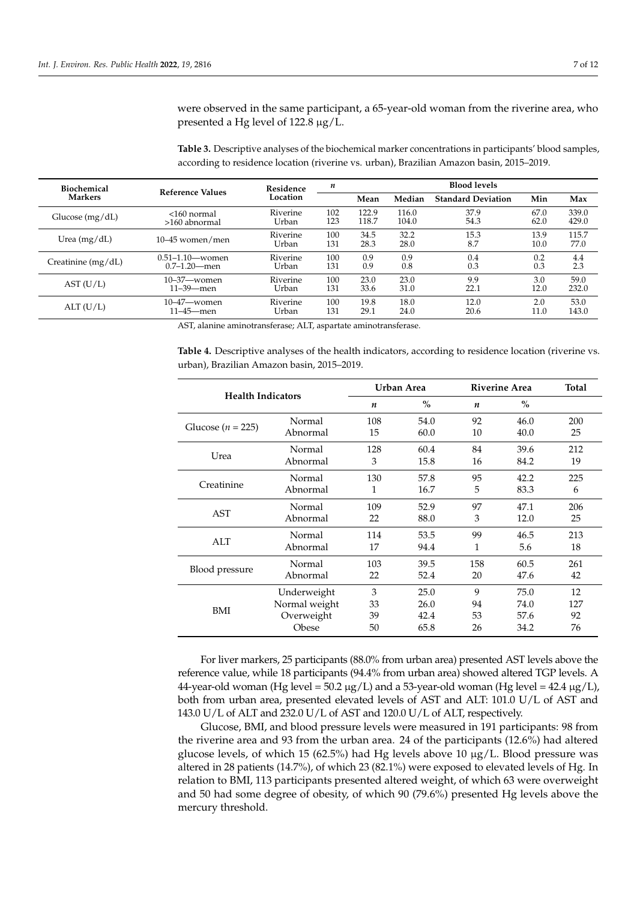were observed in the same participant, a 65-year-old woman from the riverine area, who presented a Hg level of 122.8 μg/L.

**Table 3.** Descriptive analyses of the biochemical marker concentrations in participants' blood samples, according to residence location (riverine vs. urban), Brazilian Amazon basin, 2015–2019.

| Biochemical Markers | Reference Values | Residence Location | *n* | Blood levels | | | | |
|---|---|---|---|---|---|---|---|---|
| | | | | Mean | Median | Standard Deviation | Min | Max |
| Glucose (mg/dL) | <160 normal<br>>160 abnormal | Riverine<br>Urban | 102<br>123 | 122.9<br>118.7 | 116.0<br>104.0 | 37.9<br>54.3 | 67.0<br>62.0 | 339.0<br>429.0 |
| Urea (mg/dL) | 10–45 women/men | Riverine<br>Urban | 100<br>131 | 34.5<br>28.3 | 32.2<br>28.0 | 15.3<br>8.7 | 13.9<br>10.0 | 115.7<br>77.0 |
| Creatinine (mg/dL) | 0.51–1.10—women<br>0.7–1.20—men | Riverine<br>Urban | 100<br>131 | 0.9<br>0.9 | 0.9<br>0.8 | 0.4<br>0.3 | 0.2<br>0.3 | 4.4<br>2.3 |
| AST (U/L) | 10–37—women<br>11–39—men | Riverine<br>Urban | 100<br>131 | 23.0<br>33.6 | 23.0<br>31.0 | 9.9<br>22.1 | 3.0<br>12.0 | 59.0<br>232.0 |
| ALT (U/L) | 10–47—women<br>11–45—men | Riverine<br>Urban | 100<br>131 | 19.8<br>29.1 | 18.0<br>24.0 | 12.0<br>20.6 | 2.0<br>11.0 | 53.0<br>143.0 |

AST, alanine aminotransferase; ALT, aspartate aminotransferase.

**Table 4.** Descriptive analyses of the health indicators, according to residence location (riverine vs. urban), Brazilian Amazon basin, 2015–2019.

| Health Indicators | | Urban Area | | Riverine Area | | Total |
|---|---|---|---|---|---|---|
| | | *n* | % | *n* | % | |
| Glucose (*n* = 225) | Normal | 108 | 54.0 | 92 | 46.0 | 200 |
| | Abnormal | 15 | 60.0 | 10 | 40.0 | 25 |
| Urea | Normal | 128 | 60.4 | 84 | 39.6 | 212 |
| | Abnormal | 3 | 15.8 | 16 | 84.2 | 19 |
| Creatinine | Normal | 130 | 57.8 | 95 | 42.2 | 225 |
| | Abnormal | 1 | 16.7 | 5 | 83.3 | 6 |
| AST | Normal | 109 | 52.9 | 97 | 47.1 | 206 |
| | Abnormal | 22 | 88.0 | 3 | 12.0 | 25 |
| ALT | Normal | 114 | 53.5 | 99 | 46.5 | 213 |
| | Abnormal | 17 | 94.4 | 1 | 5.6 | 18 |
| Blood pressure | Normal | 103 | 39.5 | 158 | 60.5 | 261 |
| | Abnormal | 22 | 52.4 | 20 | 47.6 | 42 |
| BMI | Underweight | 3 | 25.0 | 9 | 75.0 | 12 |
| | Normal weight | 33 | 26.0 | 94 | 74.0 | 127 |
| | Overweight | 39 | 42.4 | 53 | 57.6 | 92 |
| | Obese | 50 | 65.8 | 26 | 34.2 | 76 |

For liver markers, 25 participants (88.0% from urban area) presented AST levels above the reference value, while 18 participants (94.4% from urban area) showed altered TGP levels. A 44-year-old woman (Hg level = 50.2 μg/L) and a 53-year-old woman (Hg level = 42.4 μg/L), both from urban area, presented elevated levels of AST and ALT: 101.0 U/L of AST and 143.0 U/L of ALT and 232.0 U/L of AST and 120.0 U/L of ALT, respectively.

Glucose, BMI, and blood pressure levels were measured in 191 participants: 98 from the riverine area and 93 from the urban area. 24 of the participants (12.6%) had altered glucose levels, of which 15 (62.5%) had Hg levels above 10 μg/L. Blood pressure was altered in 28 patients (14.7%), of which 23 (82.1%) were exposed to elevated levels of Hg. In relation to BMI, 113 participants presented altered weight, of which 63 were overweight and 50 had some degree of obesity, of which 90 (79.6%) presented Hg levels above the mercury threshold.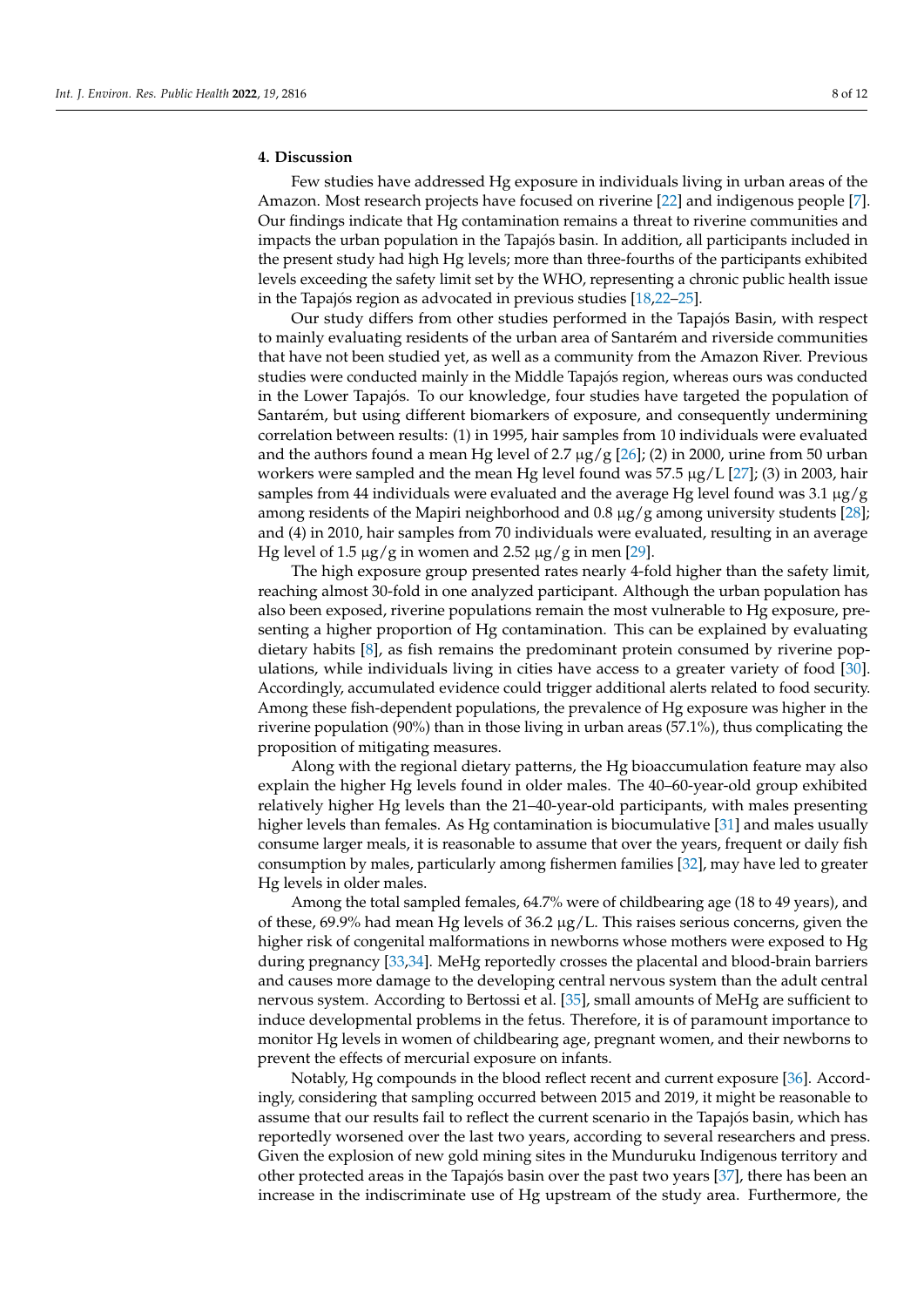## 4. Discussion

Few studies have addressed Hg exposure in individuals living in urban areas of the Amazon. Most research projects have focused on riverine [22] and indigenous people [7]. Our findings indicate that Hg contamination remains a threat to riverine communities and impacts the urban population in the Tapajós basin. In addition, all participants included in the present study had high Hg levels; more than three-fourths of the participants exhibited levels exceeding the safety limit set by the WHO, representing a chronic public health issue in the Tapajós region as advocated in previous studies [18,22–25].

Our study differs from other studies performed in the Tapajós Basin, with respect to mainly evaluating residents of the urban area of Santarém and riverside communities that have not been studied yet, as well as a community from the Amazon River. Previous studies were conducted mainly in the Middle Tapajós region, whereas ours was conducted in the Lower Tapajós. To our knowledge, four studies have targeted the population of Santarém, but using different biomarkers of exposure, and consequently undermining correlation between results: (1) in 1995, hair samples from 10 individuals were evaluated and the authors found a mean Hg level of 2.7 μg/g [26]; (2) in 2000, urine from 50 urban workers were sampled and the mean Hg level found was 57.5 μg/L [27]; (3) in 2003, hair samples from 44 individuals were evaluated and the average Hg level found was 3.1 μg/g among residents of the Mapiri neighborhood and 0.8 μg/g among university students [28]; and (4) in 2010, hair samples from 70 individuals were evaluated, resulting in an average Hg level of 1.5 μg/g in women and 2.52 μg/g in men [29].

The high exposure group presented rates nearly 4-fold higher than the safety limit, reaching almost 30-fold in one analyzed participant. Although the urban population has also been exposed, riverine populations remain the most vulnerable to Hg exposure, presenting a higher proportion of Hg contamination. This can be explained by evaluating dietary habits [8], as fish remains the predominant protein consumed by riverine populations, while individuals living in cities have access to a greater variety of food [30]. Accordingly, accumulated evidence could trigger additional alerts related to food security. Among these fish-dependent populations, the prevalence of Hg exposure was higher in the riverine population (90%) than in those living in urban areas (57.1%), thus complicating the proposition of mitigating measures.

Along with the regional dietary patterns, the Hg bioaccumulation feature may also explain the higher Hg levels found in older males. The 40–60-year-old group exhibited relatively higher Hg levels than the 21–40-year-old participants, with males presenting higher levels than females. As Hg contamination is biocumulative [31] and males usually consume larger meals, it is reasonable to assume that over the years, frequent or daily fish consumption by males, particularly among fishermen families [32], may have led to greater Hg levels in older males.

Among the total sampled females, 64.7% were of childbearing age (18 to 49 years), and of these, 69.9% had mean Hg levels of 36.2 μg/L. This raises serious concerns, given the higher risk of congenital malformations in newborns whose mothers were exposed to Hg during pregnancy [33,34]. MeHg reportedly crosses the placental and blood-brain barriers and causes more damage to the developing central nervous system than the adult central nervous system. According to Bertossi et al. [35], small amounts of MeHg are sufficient to induce developmental problems in the fetus. Therefore, it is of paramount importance to monitor Hg levels in women of childbearing age, pregnant women, and their newborns to prevent the effects of mercurial exposure on infants.

Notably, Hg compounds in the blood reflect recent and current exposure [36]. Accordingly, considering that sampling occurred between 2015 and 2019, it might be reasonable to assume that our results fail to reflect the current scenario in the Tapajós basin, which has reportedly worsened over the last two years, according to several researchers and press. Given the explosion of new gold mining sites in the Munduruku Indigenous territory and other protected areas in the Tapajós basin over the past two years [37], there has been an increase in the indiscriminate use of Hg upstream of the study area. Furthermore, the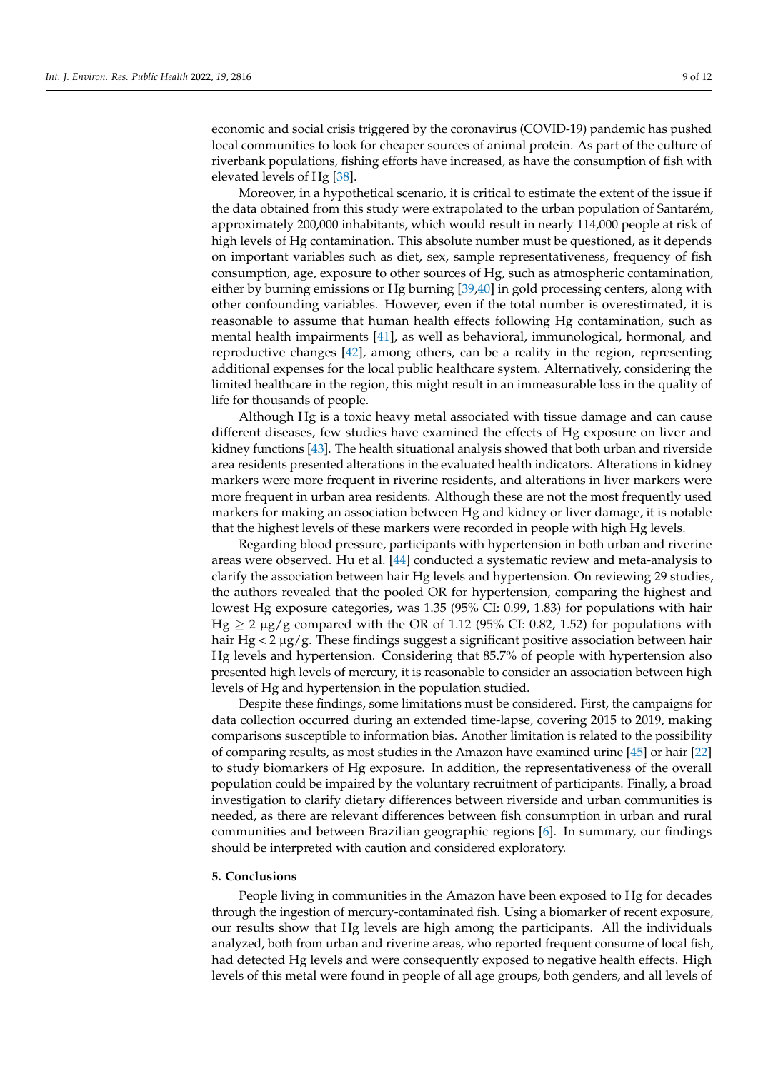economic and social crisis triggered by the coronavirus (COVID-19) pandemic has pushed local communities to look for cheaper sources of animal protein. As part of the culture of riverbank populations, fishing efforts have increased, as have the consumption of fish with elevated levels of Hg [38].

Moreover, in a hypothetical scenario, it is critical to estimate the extent of the issue if the data obtained from this study were extrapolated to the urban population of Santarém, approximately 200,000 inhabitants, which would result in nearly 114,000 people at risk of high levels of Hg contamination. This absolute number must be questioned, as it depends on important variables such as diet, sex, sample representativeness, frequency of fish consumption, age, exposure to other sources of Hg, such as atmospheric contamination, either by burning emissions or Hg burning [39,40] in gold processing centers, along with other confounding variables. However, even if the total number is overestimated, it is reasonable to assume that human health effects following Hg contamination, such as mental health impairments [41], as well as behavioral, immunological, hormonal, and reproductive changes [42], among others, can be a reality in the region, representing additional expenses for the local public healthcare system. Alternatively, considering the limited healthcare in the region, this might result in an immeasurable loss in the quality of life for thousands of people.

Although Hg is a toxic heavy metal associated with tissue damage and can cause different diseases, few studies have examined the effects of Hg exposure on liver and kidney functions [43]. The health situational analysis showed that both urban and riverside area residents presented alterations in the evaluated health indicators. Alterations in kidney markers were more frequent in riverine residents, and alterations in liver markers were more frequent in urban area residents. Although these are not the most frequently used markers for making an association between Hg and kidney or liver damage, it is notable that the highest levels of these markers were recorded in people with high Hg levels.

Regarding blood pressure, participants with hypertension in both urban and riverine areas were observed. Hu et al. [44] conducted a systematic review and meta-analysis to clarify the association between hair Hg levels and hypertension. On reviewing 29 studies, the authors revealed that the pooled OR for hypertension, comparing the highest and lowest Hg exposure categories, was 1.35 (95% CI: 0.99, 1.83) for populations with hair Hg $\geq$ 2 μg/g compared with the OR of 1.12 (95% CI: 0.82, 1.52) for populations with hair Hg < 2 μg/g. These findings suggest a significant positive association between hair Hg levels and hypertension. Considering that 85.7% of people with hypertension also presented high levels of mercury, it is reasonable to consider an association between high levels of Hg and hypertension in the population studied.

Despite these findings, some limitations must be considered. First, the campaigns for data collection occurred during an extended time-lapse, covering 2015 to 2019, making comparisons susceptible to information bias. Another limitation is related to the possibility of comparing results, as most studies in the Amazon have examined urine [45] or hair [22] to study biomarkers of Hg exposure. In addition, the representativeness of the overall population could be impaired by the voluntary recruitment of participants. Finally, a broad investigation to clarify dietary differences between riverside and urban communities is needed, as there are relevant differences between fish consumption in urban and rural communities and between Brazilian geographic regions [6]. In summary, our findings should be interpreted with caution and considered exploratory.

## 5. Conclusions

People living in communities in the Amazon have been exposed to Hg for decades through the ingestion of mercury-contaminated fish. Using a biomarker of recent exposure, our results show that Hg levels are high among the participants. All the individuals analyzed, both from urban and riverine areas, who reported frequent consume of local fish, had detected Hg levels and were consequently exposed to negative health effects. High levels of this metal were found in people of all age groups, both genders, and all levels of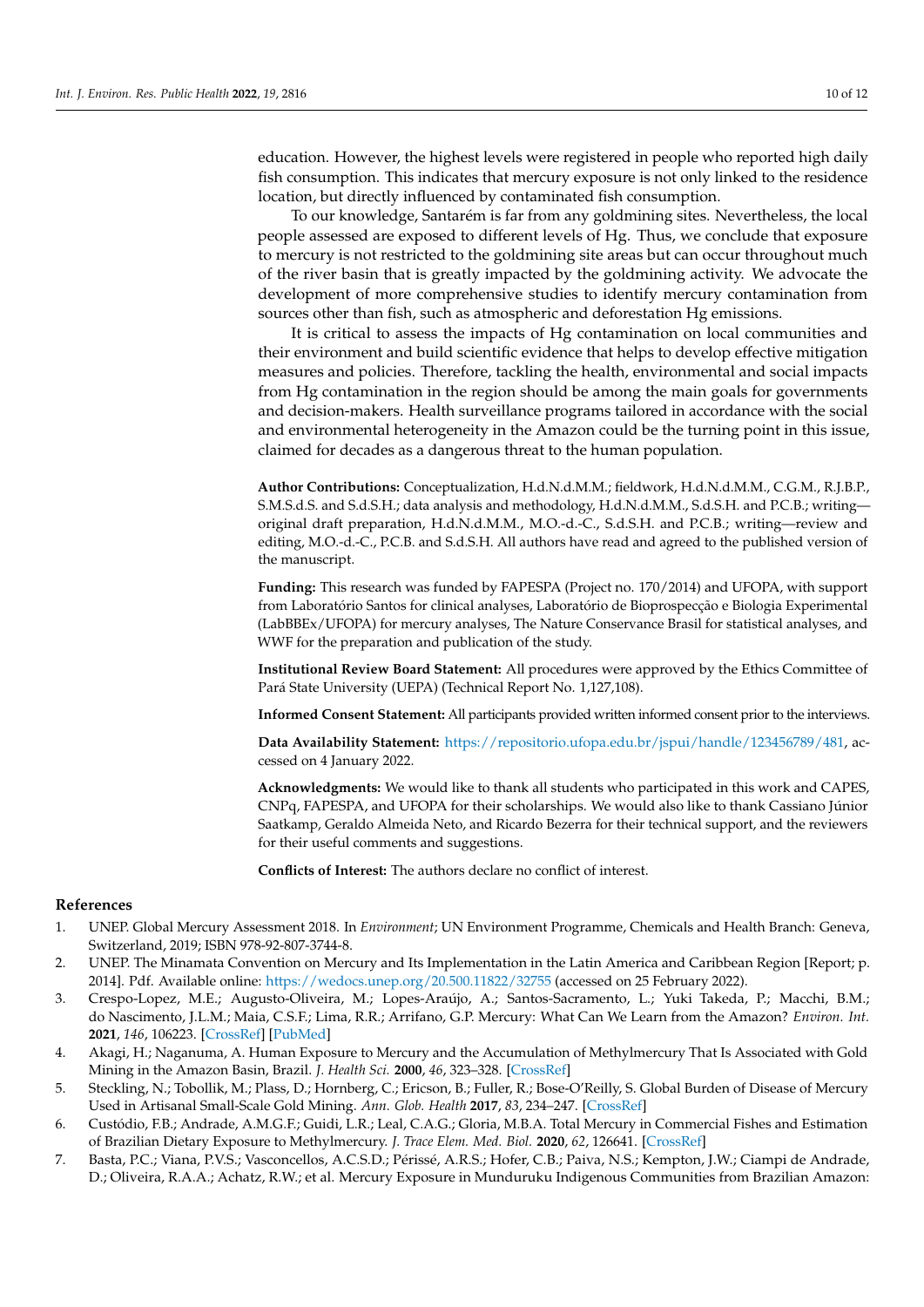education. However, the highest levels were registered in people who reported high daily fish consumption. This indicates that mercury exposure is not only linked to the residence location, but directly influenced by contaminated fish consumption.

To our knowledge, Santarém is far from any goldmining sites. Nevertheless, the local people assessed are exposed to different levels of Hg. Thus, we conclude that exposure to mercury is not restricted to the goldmining site areas but can occur throughout much of the river basin that is greatly impacted by the goldmining activity. We advocate the development of more comprehensive studies to identify mercury contamination from sources other than fish, such as atmospheric and deforestation Hg emissions.

It is critical to assess the impacts of Hg contamination on local communities and their environment and build scientific evidence that helps to develop effective mitigation measures and policies. Therefore, tackling the health, environmental and social impacts from Hg contamination in the region should be among the main goals for governments and decision-makers. Health surveillance programs tailored in accordance with the social and environmental heterogeneity in the Amazon could be the turning point in this issue, claimed for decades as a dangerous threat to the human population.

**Author Contributions:** Conceptualization, H.d.N.d.M.M.; fieldwork, H.d.N.d.M.M., C.G.M., R.J.B.P., S.M.S.d.S. and S.d.S.H.; data analysis and methodology, H.d.N.d.M.M., S.d.S.H. and P.C.B.; writing—original draft preparation, H.d.N.d.M.M., M.O.-d.-C., S.d.S.H. and P.C.B.; writing—review and editing, M.O.-d.-C., P.C.B. and S.d.S.H. All authors have read and agreed to the published version of the manuscript.

**Funding:** This research was funded by FAPESPA (Project no. 170/2014) and UFOPA, with support from Laboratório Santos for clinical analyses, Laboratório de Bioprospecção e Biologia Experimental (LabBBEx/UFOPA) for mercury analyses, The Nature Conservance Brasil for statistical analyses, and WWF for the preparation and publication of the study.

**Institutional Review Board Statement:** All procedures were approved by the Ethics Committee of Pará State University (UEPA) (Technical Report No. 1,127,108).

**Informed Consent Statement:** All participants provided written informed consent prior to the interviews.

**Data Availability Statement:** https://repositorio.ufopa.edu.br/jspui/handle/123456789/481, accessed on 4 January 2022.

**Acknowledgments:** We would like to thank all students who participated in this work and CAPES, CNPq, FAPESPA, and UFOPA for their scholarships. We would also like to thank Cassiano Júnior Saatkamp, Geraldo Almeida Neto, and Ricardo Bezerra for their technical support, and the reviewers for their useful comments and suggestions.

**Conflicts of Interest:** The authors declare no conflict of interest.

## References

1. UNEP. Global Mercury Assessment 2018. In *Environment*; UN Environment Programme, Chemicals and Health Branch: Geneva, Switzerland, 2019; ISBN 978-92-807-3744-8.
2. UNEP. The Minamata Convention on Mercury and Its Implementation in the Latin America and Caribbean Region [Report; p. 2014]. Pdf. Available online: https://wedocs.unep.org/20.500.11822/32755 (accessed on 25 February 2022).
3. Crespo-Lopez, M.E.; Augusto-Oliveira, M.; Lopes-Araújo, A.; Santos-Sacramento, L.; Yuki Takeda, P.; Macchi, B.M.; do Nascimento, J.L.M.; Maia, C.S.F.; Lima, R.R.; Arrifano, G.P. Mercury: What Can We Learn from the Amazon? *Environ. Int.* **2021**, *146*, 106223. [CrossRef] [PubMed]
4. Akagi, H.; Naganuma, A. Human Exposure to Mercury and the Accumulation of Methylmercury That Is Associated with Gold Mining in the Amazon Basin, Brazil. *J. Health Sci.* **2000**, *46*, 323–328. [CrossRef]
5. Steckling, N.; Tobollik, M.; Plass, D.; Hornberg, C.; Ericson, B.; Fuller, R.; Bose-O'Reilly, S. Global Burden of Disease of Mercury Used in Artisanal Small-Scale Gold Mining. *Ann. Glob. Health* **2017**, *83*, 234–247. [CrossRef]
6. Custódio, F.B.; Andrade, A.M.G.F.; Guidi, L.R.; Leal, C.A.G.; Gloria, M.B.A. Total Mercury in Commercial Fishes and Estimation of Brazilian Dietary Exposure to Methylmercury. *J. Trace Elem. Med. Biol.* **2020**, *62*, 126641. [CrossRef]
7. Basta, P.C.; Viana, P.V.S.; Vasconcellos, A.C.S.D.; Périssé, A.R.S.; Hofer, C.B.; Paiva, N.S.; Kempton, J.W.; Ciampi de Andrade, D.; Oliveira, R.A.A.; Achatz, R.W.; et al. Mercury Exposure in Munduruku Indigenous Communities from Brazilian Amazon: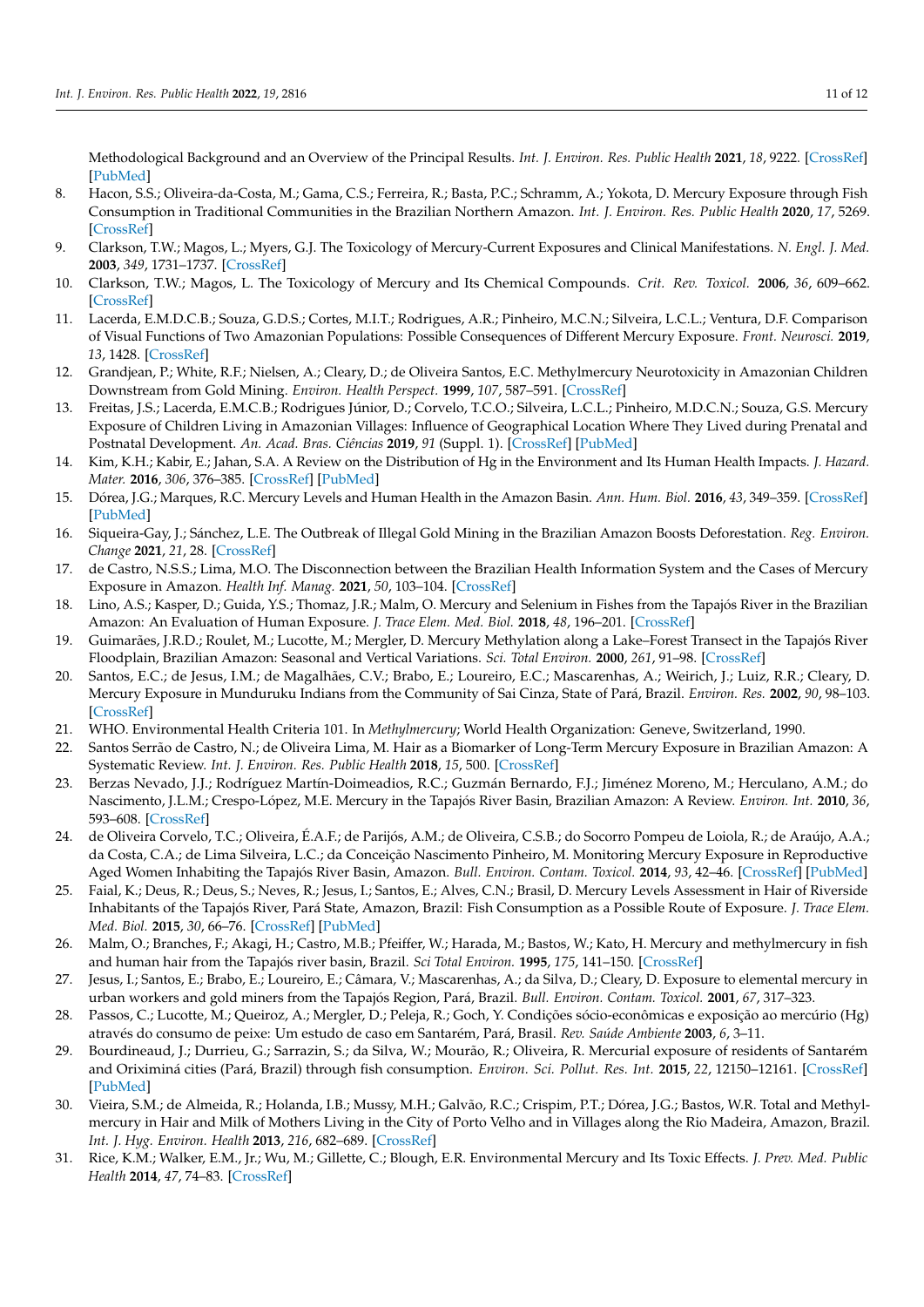Methodological Background and an Overview of the Principal Results. *Int. J. Environ. Res. Public Health* **2021**, *18*, 9222. [CrossRef] [PubMed]

8. Hacon, S.S.; Oliveira-da-Costa, M.; Gama, C.S.; Ferreira, R.; Basta, P.C.; Schramm, A.; Yokota, D. Mercury Exposure through Fish Consumption in Traditional Communities in the Brazilian Northern Amazon. *Int. J. Environ. Res. Public Health* **2020**, *17*, 5269. [CrossRef]
9. Clarkson, T.W.; Magos, L.; Myers, G.J. The Toxicology of Mercury-Current Exposures and Clinical Manifestations. *N. Engl. J. Med.* **2003**, *349*, 1731–1737. [CrossRef]
10. Clarkson, T.W.; Magos, L. The Toxicology of Mercury and Its Chemical Compounds. *Crit. Rev. Toxicol.* **2006**, *36*, 609–662. [CrossRef]
11. Lacerda, E.M.D.C.B.; Souza, G.D.S.; Cortes, M.I.T.; Rodrigues, A.R.; Pinheiro, M.C.N.; Silveira, L.C.L.; Ventura, D.F. Comparison of Visual Functions of Two Amazonian Populations: Possible Consequences of Different Mercury Exposure. *Front. Neurosci.* **2019**, *13*, 1428. [CrossRef]
12. Grandjean, P.; White, R.F.; Nielsen, A.; Cleary, D.; de Oliveira Santos, E.C. Methylmercury Neurotoxicity in Amazonian Children Downstream from Gold Mining. *Environ. Health Perspect.* **1999**, *107*, 587–591. [CrossRef]
13. Freitas, J.S.; Lacerda, E.M.C.B.; Rodrigues Júnior, D.; Corvelo, T.C.O.; Silveira, L.C.L.; Pinheiro, M.D.C.N.; Souza, G.S. Mercury Exposure of Children Living in Amazonian Villages: Influence of Geographical Location Where They Lived during Prenatal and Postnatal Development. *An. Acad. Bras. Ciências* **2019**, *91* (Suppl. 1). [CrossRef] [PubMed]
14. Kim, K.H.; Kabir, E.; Jahan, S.A. A Review on the Distribution of Hg in the Environment and Its Human Health Impacts. *J. Hazard. Mater.* **2016**, *306*, 376–385. [CrossRef] [PubMed]
15. Dórea, J.G.; Marques, R.C. Mercury Levels and Human Health in the Amazon Basin. *Ann. Hum. Biol.* **2016**, *43*, 349–359. [CrossRef] [PubMed]
16. Siqueira-Gay, J.; Sánchez, L.E. The Outbreak of Illegal Gold Mining in the Brazilian Amazon Boosts Deforestation. *Reg. Environ. Change* **2021**, *21*, 28. [CrossRef]
17. de Castro, N.S.S.; Lima, M.O. The Disconnection between the Brazilian Health Information System and the Cases of Mercury Exposure in Amazon. *Health Inf. Manag.* **2021**, *50*, 103–104. [CrossRef]
18. Lino, A.S.; Kasper, D.; Guida, Y.S.; Thomaz, J.R.; Malm, O. Mercury and Selenium in Fishes from the Tapajós River in the Brazilian Amazon: An Evaluation of Human Exposure. *J. Trace Elem. Med. Biol.* **2018**, *48*, 196–201. [CrossRef]
19. Guimarães, J.R.D.; Roulet, M.; Lucotte, M.; Mergler, D. Mercury Methylation along a Lake–Forest Transect in the Tapajós River Floodplain, Brazilian Amazon: Seasonal and Vertical Variations. *Sci. Total Environ.* **2000**, *261*, 91–98. [CrossRef]
20. Santos, E.C.; de Jesus, I.M.; de Magalhães, C.V.; Brabo, E.; Loureiro, E.C.; Mascarenhas, A.; Weirich, J.; Luiz, R.R.; Cleary, D. Mercury Exposure in Munduruku Indians from the Community of Sai Cinza, State of Pará, Brazil. *Environ. Res.* **2002**, *90*, 98–103. [CrossRef]
21. WHO. Environmental Health Criteria 101. In *Methylmercury*; World Health Organization: Geneve, Switzerland, 1990.
22. Santos Serrão de Castro, N.; de Oliveira Lima, M. Hair as a Biomarker of Long-Term Mercury Exposure in Brazilian Amazon: A Systematic Review. *Int. J. Environ. Res. Public Health* **2018**, *15*, 500. [CrossRef]
23. Berzas Nevado, J.J.; Rodríguez Martín-Doimeadios, R.C.; Guzmán Bernardo, F.J.; Jiménez Moreno, M.; Herculano, A.M.; do Nascimento, J.L.M.; Crespo-López, M.E. Mercury in the Tapajós River Basin, Brazilian Amazon: A Review. *Environ. Int.* **2010**, *36*, 593–608. [CrossRef]
24. de Oliveira Corvelo, T.C.; Oliveira, É.A.F.; de Parijós, A.M.; de Oliveira, C.S.B.; do Socorro Pompeu de Loiola, R.; de Araújo, A.A.; da Costa, C.A.; de Lima Silveira, L.C.; da Conceição Nascimento Pinheiro, M. Monitoring Mercury Exposure in Reproductive Aged Women Inhabiting the Tapajós River Basin, Amazon. *Bull. Environ. Contam. Toxicol.* **2014**, *93*, 42–46. [CrossRef] [PubMed]
25. Faial, K.; Deus, R.; Deus, S.; Neves, R.; Jesus, I.; Santos, E.; Alves, C.N.; Brasil, D. Mercury Levels Assessment in Hair of Riverside Inhabitants of the Tapajós River, Pará State, Amazon, Brazil: Fish Consumption as a Possible Route of Exposure. *J. Trace Elem. Med. Biol.* **2015**, *30*, 66–76. [CrossRef] [PubMed]
26. Malm, O.; Branches, F.; Akagi, H.; Castro, M.B.; Pfeiffer, W.; Harada, M.; Bastos, W.; Kato, H. Mercury and methylmercury in fish and human hair from the Tapajós river basin, Brazil. *Sci Total Environ.* **1995**, *175*, 141–150. [CrossRef]
27. Jesus, I.; Santos, E.; Brabo, E.; Loureiro, E.; Câmara, V.; Mascarenhas, A.; da Silva, D.; Cleary, D. Exposure to elemental mercury in urban workers and gold miners from the Tapajós Region, Pará, Brazil. *Bull. Environ. Contam. Toxicol.* **2001**, *67*, 317–323.
28. Passos, C.; Lucotte, M.; Queiroz, A.; Mergler, D.; Peleja, R.; Goch, Y. Condições sócio-econômicas e exposição ao mercúrio (Hg) através do consumo de peixe: Um estudo de caso em Santarém, Pará, Brasil. *Rev. Saúde Ambiente* **2003**, *6*, 3–11.
29. Bourdineaud, J.; Durrieu, G.; Sarrazin, S.; da Silva, W.; Mourão, R.; Oliveira, R. Mercurial exposure of residents of Santarém and Oriximiná cities (Pará, Brazil) through fish consumption. *Environ. Sci. Pollut. Res. Int.* **2015**, *22*, 12150–12161. [CrossRef] [PubMed]
30. Vieira, S.M.; de Almeida, R.; Holanda, I.B.; Mussy, M.H.; Galvão, R.C.; Crispim, P.T.; Dórea, J.G.; Bastos, W.R. Total and Methylmercury in Hair and Milk of Mothers Living in the City of Porto Velho and in Villages along the Rio Madeira, Amazon, Brazil. *Int. J. Hyg. Environ. Health* **2013**, *216*, 682–689. [CrossRef]
31. Rice, K.M.; Walker, E.M., Jr.; Wu, M.; Gillette, C.; Blough, E.R. Environmental Mercury and Its Toxic Effects. *J. Prev. Med. Public Health* **2014**, *47*, 74–83. [CrossRef]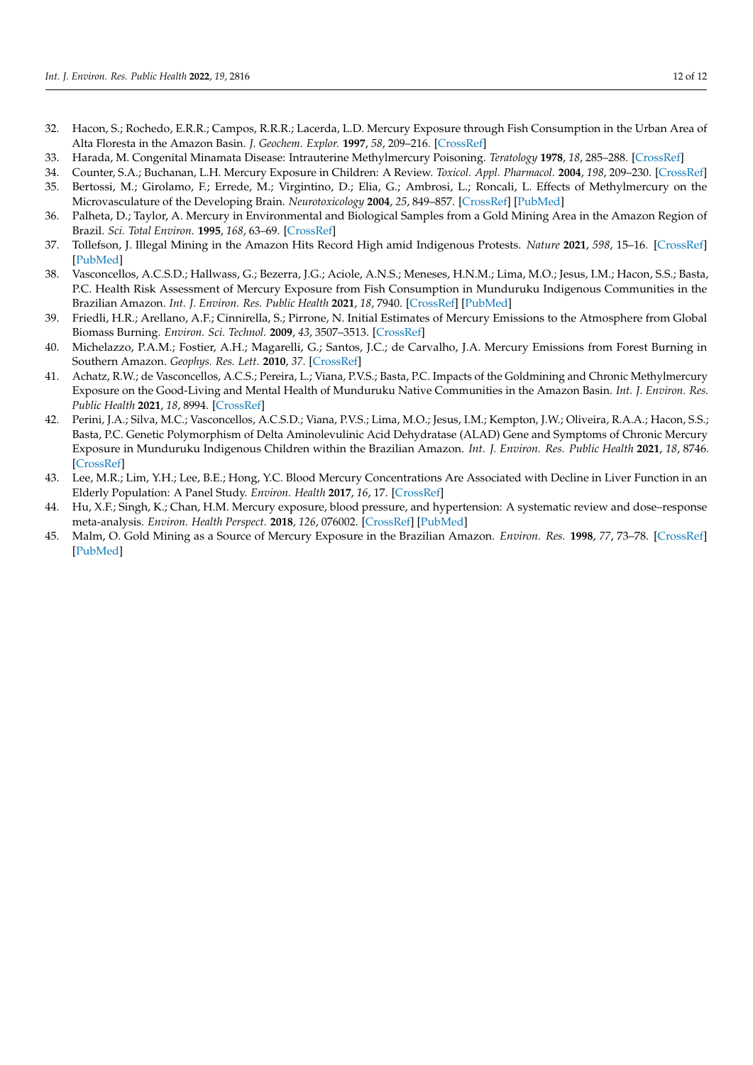32. Hacon, S.; Rochedo, E.R.R.; Campos, R.R.R.; Lacerda, L.D. Mercury Exposure through Fish Consumption in the Urban Area of Alta Floresta in the Amazon Basin. *J. Geochem. Explor.* **1997**, *58*, 209–216. [CrossRef]
33. Harada, M. Congenital Minamata Disease: Intrauterine Methylmercury Poisoning. *Teratology* **1978**, *18*, 285–288. [CrossRef]
34. Counter, S.A.; Buchanan, L.H. Mercury Exposure in Children: A Review. *Toxicol. Appl. Pharmacol.* **2004**, *198*, 209–230. [CrossRef]
35. Bertossi, M.; Girolamo, F.; Errede, M.; Virgintino, D.; Elia, G.; Ambrosi, L.; Roncali, L. Effects of Methylmercury on the Microvasculature of the Developing Brain. *Neurotoxicology* **2004**, *25*, 849–857. [CrossRef] [PubMed]
36. Palheta, D.; Taylor, A. Mercury in Environmental and Biological Samples from a Gold Mining Area in the Amazon Region of Brazil. *Sci. Total Environ.* **1995**, *168*, 63–69. [CrossRef]
37. Tollefson, J. Illegal Mining in the Amazon Hits Record High amid Indigenous Protests. *Nature* **2021**, *598*, 15–16. [CrossRef] [PubMed]
38. Vasconcellos, A.C.S.D.; Hallwass, G.; Bezerra, J.G.; Aciole, A.N.S.; Meneses, H.N.M.; Lima, M.O.; Jesus, I.M.; Hacon, S.S.; Basta, P.C. Health Risk Assessment of Mercury Exposure from Fish Consumption in Munduruku Indigenous Communities in the Brazilian Amazon. *Int. J. Environ. Res. Public Health* **2021**, *18*, 7940. [CrossRef] [PubMed]
39. Friedli, H.R.; Arellano, A.F.; Cinnirella, S.; Pirrone, N. Initial Estimates of Mercury Emissions to the Atmosphere from Global Biomass Burning. *Environ. Sci. Technol.* **2009**, *43*, 3507–3513. [CrossRef]
40. Michelazzo, P.A.M.; Fostier, A.H.; Magarelli, G.; Santos, J.C.; de Carvalho, J.A. Mercury Emissions from Forest Burning in Southern Amazon. *Geophys. Res. Lett.* **2010**, *37*. [CrossRef]
41. Achatz, R.W.; de Vasconcellos, A.C.S.; Pereira, L.; Viana, P.V.S.; Basta, P.C. Impacts of the Goldmining and Chronic Methylmercury Exposure on the Good-Living and Mental Health of Munduruku Native Communities in the Amazon Basin. *Int. J. Environ. Res. Public Health* **2021**, *18*, 8994. [CrossRef]
42. Perini, J.A.; Silva, M.C.; Vasconcellos, A.C.S.D.; Viana, P.V.S.; Lima, M.O.; Jesus, I.M.; Kempton, J.W.; Oliveira, R.A.A.; Hacon, S.S.; Basta, P.C. Genetic Polymorphism of Delta Aminolevulinic Acid Dehydratase (ALAD) Gene and Symptoms of Chronic Mercury Exposure in Munduruku Indigenous Children within the Brazilian Amazon. *Int. J. Environ. Res. Public Health* **2021**, *18*, 8746. [CrossRef]
43. Lee, M.R.; Lim, Y.H.; Lee, B.E.; Hong, Y.C. Blood Mercury Concentrations Are Associated with Decline in Liver Function in an Elderly Population: A Panel Study. *Environ. Health* **2017**, *16*, 17. [CrossRef]
44. Hu, X.F.; Singh, K.; Chan, H.M. Mercury exposure, blood pressure, and hypertension: A systematic review and dose–response meta-analysis. *Environ. Health Perspect.* **2018**, *126*, 076002. [CrossRef] [PubMed]
45. Malm, O. Gold Mining as a Source of Mercury Exposure in the Brazilian Amazon. *Environ. Res.* **1998**, *77*, 73–78. [CrossRef] [PubMed]